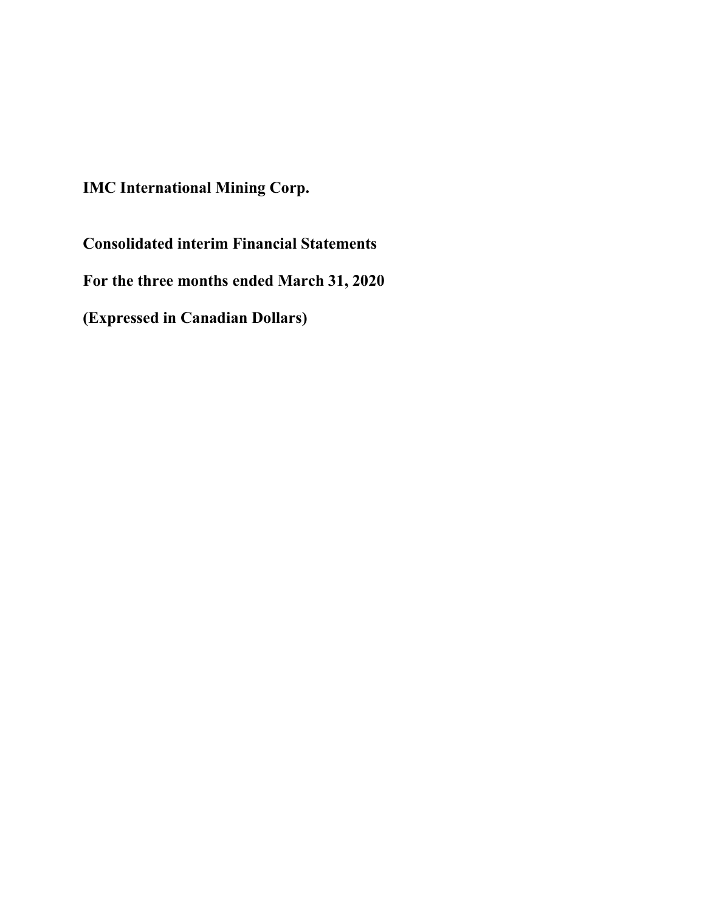**IMC International Mining Corp.**

**Consolidated interim Financial Statements**

**For the three months ended March 31, 2020**

**(Expressed in Canadian Dollars)**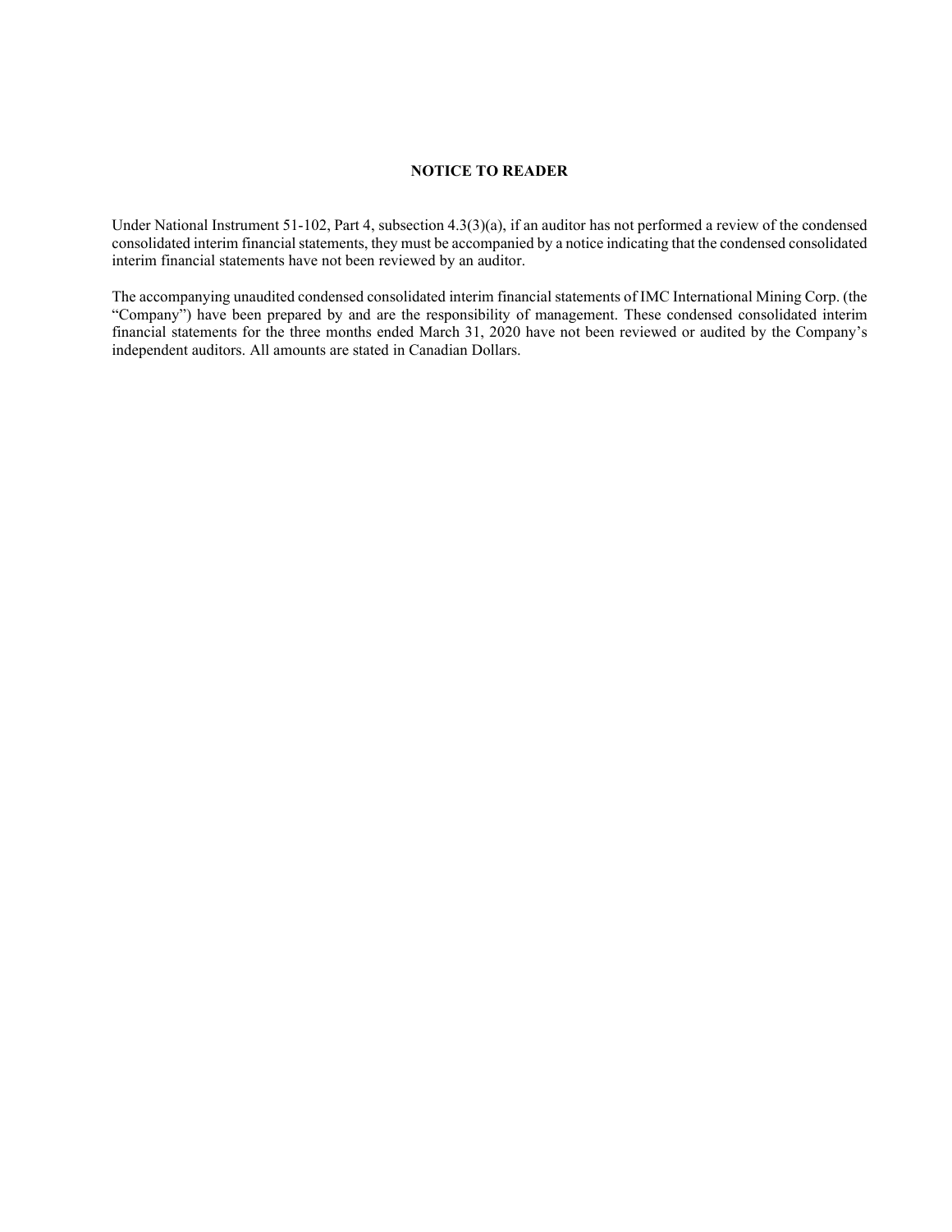# NOTICE TO READER

Under National Instrument 51-102, Part 4, subsection 4.3(3)(a), if an auditor has not performed a review of the condensed consolidated interim financial statements, they must be accompanied by a notice indicating that the condensed consolidated interim financial statements have not been reviewed by an auditor.

The accompanying unaudited condensed consolidated interim financial statements of IMC International Mining Corp. (the "Company") have been prepared by and are the responsibility of management. These condensed consolidated interim financial statements for the three months ended March 31, 2020 have not been reviewed or audited by the Company's independent auditors. All amounts are stated in Canadian Dollars.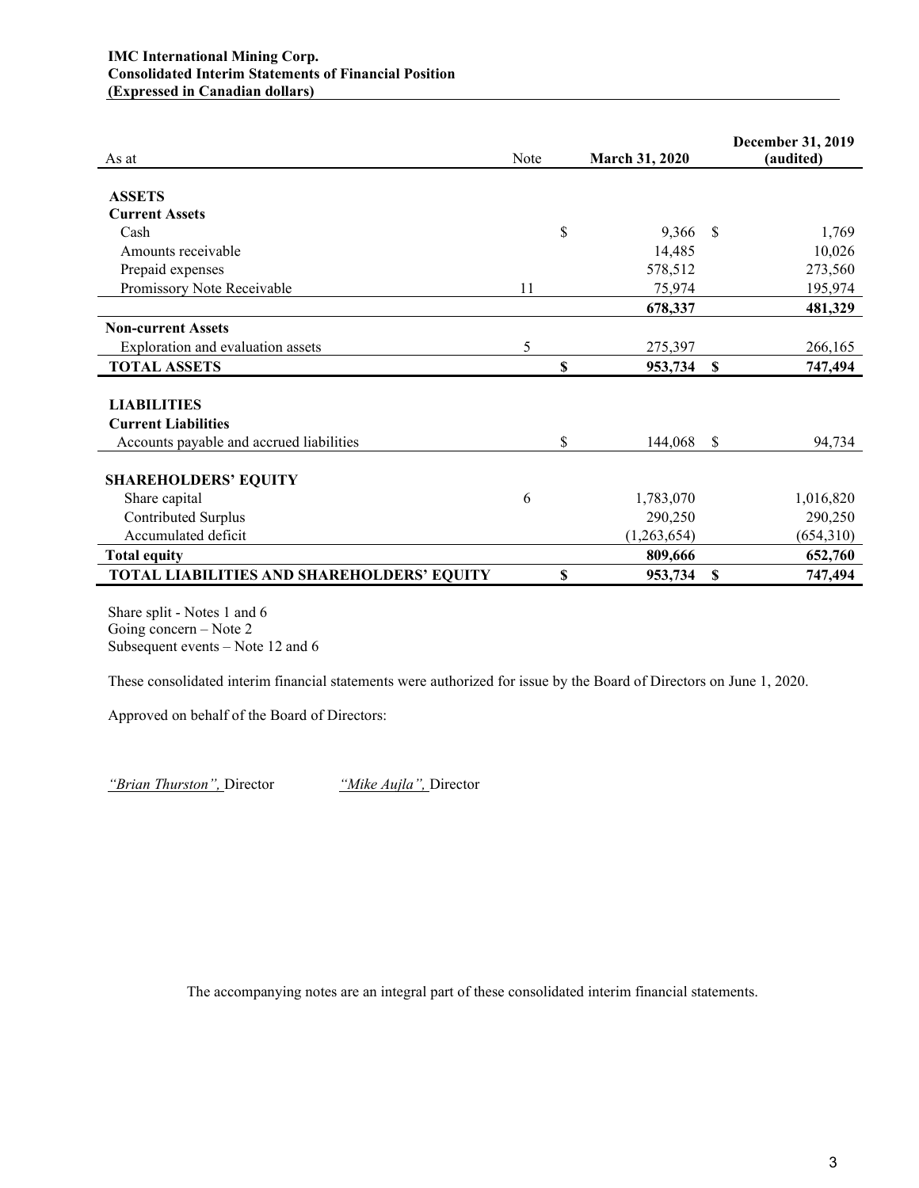**IMC International Mining Corp.**
**Consolidated Interim Statements of Financial Position**
**(Expressed in Canadian dollars)**

| As at | Note | March 31, 2020 | December 31, 2019 (audited) |
|---|---|---|---|
| **ASSETS** | | | |
| **Current Assets** | | | |
| Cash | | $ 9,366 | $ 1,769 |
| Amounts receivable | | 14,485 | 10,026 |
| Prepaid expenses | | 578,512 | 273,560 |
| Promissory Note Receivable | 11 | 75,974 | 195,974 |
| | | **678,337** | **481,329** |
| **Non-current Assets** | | | |
| Exploration and evaluation assets | 5 | 275,397 | 266,165 |
| **TOTAL ASSETS** | | **$ 953,734** | **$ 747,494** |
| **LIABILITIES** | | | |
| **Current Liabilities** | | | |
| Accounts payable and accrued liabilities | | $ 144,068 | $ 94,734 |
| **SHAREHOLDERS' EQUITY** | | | |
| Share capital | 6 | 1,783,070 | 1,016,820 |
| Contributed Surplus | | 290,250 | 290,250 |
| Accumulated deficit | | (1,263,654) | (654,310) |
| **Total equity** | | **809,666** | **652,760** |
| **TOTAL LIABILITIES AND SHAREHOLDERS' EQUITY** | | **$ 953,734** | **$ 747,494** |

Share split - Notes 1 and 6
Going concern – Note 2
Subsequent events – Note 12 and 6

These consolidated interim financial statements were authorized for issue by the Board of Directors on June 1, 2020.

Approved on behalf of the Board of Directors:

*"Brian Thurston",* Director *"Mike Aujla",* Director

The accompanying notes are an integral part of these consolidated interim financial statements.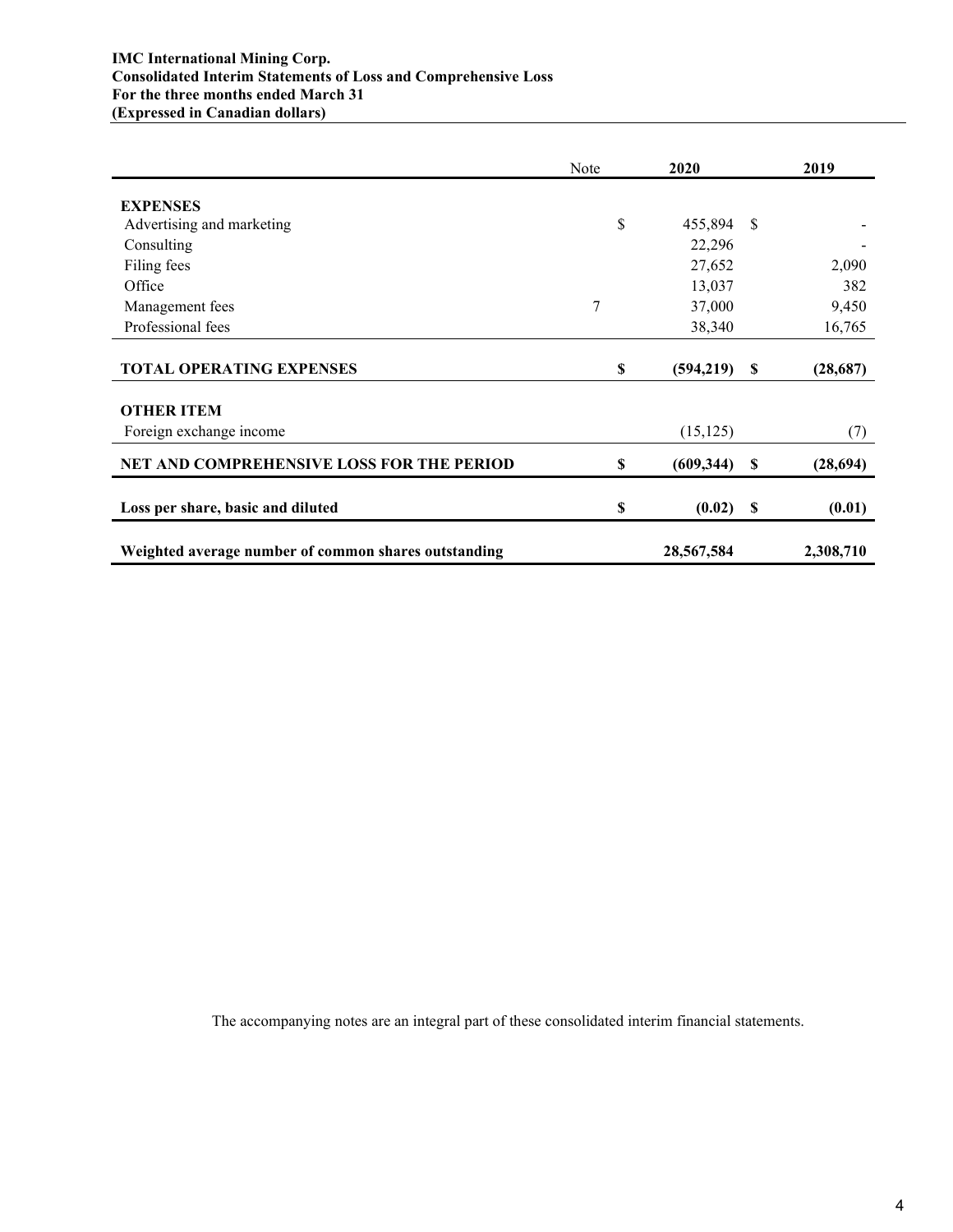**IMC International Mining Corp.**
**Consolidated Interim Statements of Loss and Comprehensive Loss**
**For the three months ended March 31**
**(Expressed in Canadian dollars)**

| | Note | 2020 | 2019 |
|---|---|---|---|
| **EXPENSES** | | | |
| Advertising and marketing | | $ 455,894 | $ - |
| Consulting | | 22,296 | - |
| Filing fees | | 27,652 | 2,090 |
| Office | | 13,037 | 382 |
| Management fees | 7 | 37,000 | 9,450 |
| Professional fees | | 38,340 | 16,765 |
| **TOTAL OPERATING EXPENSES** | | **$ (594,219)** | **$ (28,687)** |
| **OTHER ITEM** | | | |
| Foreign exchange income | | (15,125) | (7) |
| **NET AND COMPREHENSIVE LOSS FOR THE PERIOD** | | **$ (609,344)** | **$ (28,694)** |
| **Loss per share, basic and diluted** | | **$ (0.02)** | **$ (0.01)** |
| **Weighted average number of common shares outstanding** | | **28,567,584** | **2,308,710** |

The accompanying notes are an integral part of these consolidated interim financial statements.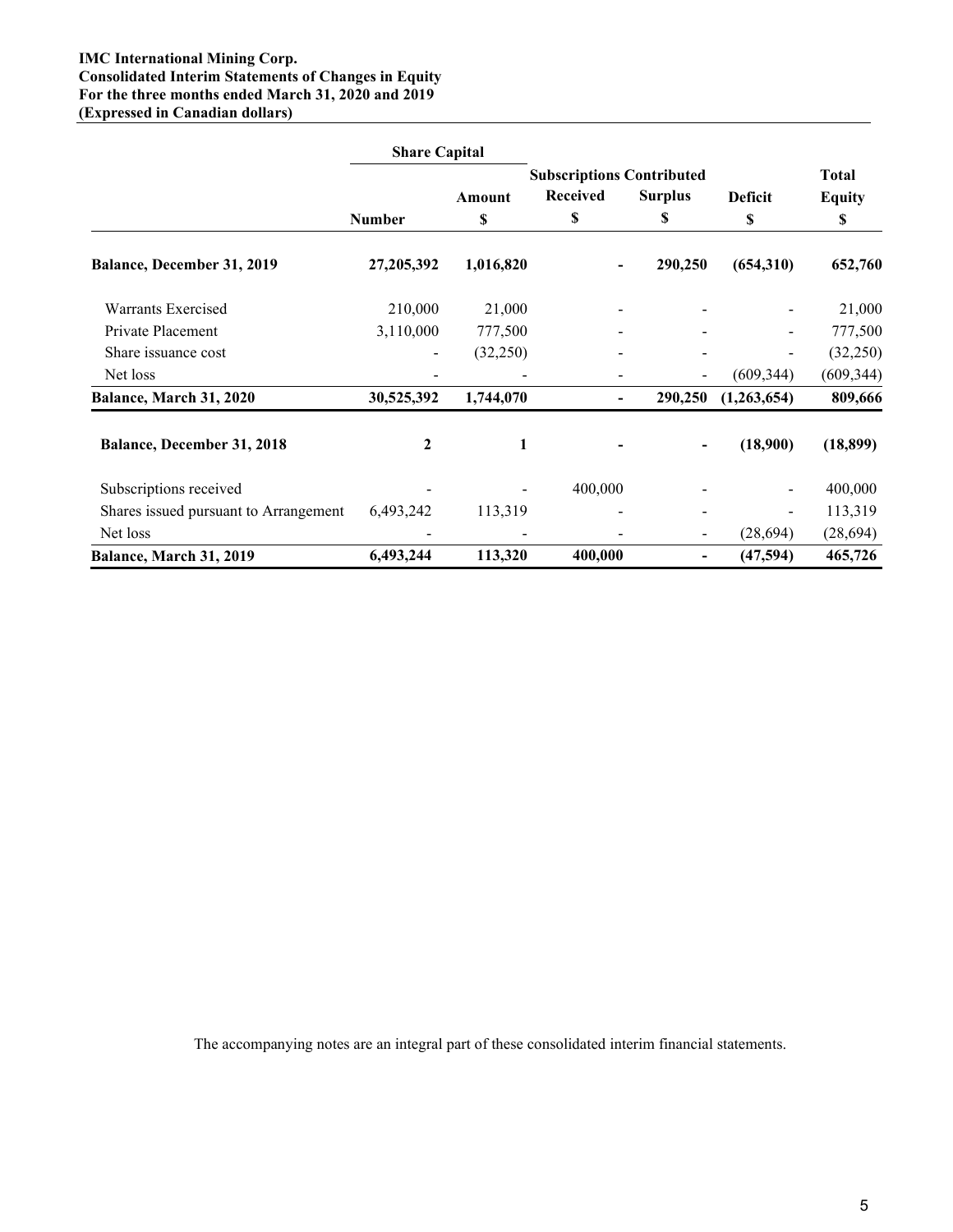**IMC International Mining Corp.**
**Consolidated Interim Statements of Changes in Equity**
**For the three months ended March 31, 2020 and 2019**
**(Expressed in Canadian dollars)**

| | Share Capital | | | | | |
|---|---|---|---|---|---|---|
| | Number | Amount $ | Subscriptions Received $ | Contributed Surplus $ | Deficit $ | Total Equity $ |
| **Balance, December 31, 2019** | **27,205,392** | **1,016,820** | **-** | **290,250** | **(654,310)** | **652,760** |
| Warrants Exercised | 210,000 | 21,000 | - | - | - | 21,000 |
| Private Placement | 3,110,000 | 777,500 | - | - | - | 777,500 |
| Share issuance cost | - | (32,250) | - | - | - | (32,250) |
| Net loss | - | - | - | - | (609,344) | (609,344) |
| **Balance, March 31, 2020** | **30,525,392** | **1,744,070** | **-** | **290,250** | **(1,263,654)** | **809,666** |
| **Balance, December 31, 2018** | **2** | **1** | **-** | **-** | **(18,900)** | **(18,899)** |
| Subscriptions received | - | - | 400,000 | - | - | 400,000 |
| Shares issued pursuant to Arrangement | 6,493,242 | 113,319 | - | - | - | 113,319 |
| Net loss | - | - | - | - | (28,694) | (28,694) |
| **Balance, March 31, 2019** | **6,493,244** | **113,320** | **400,000** | **-** | **(47,594)** | **465,726** |

The accompanying notes are an integral part of these consolidated interim financial statements.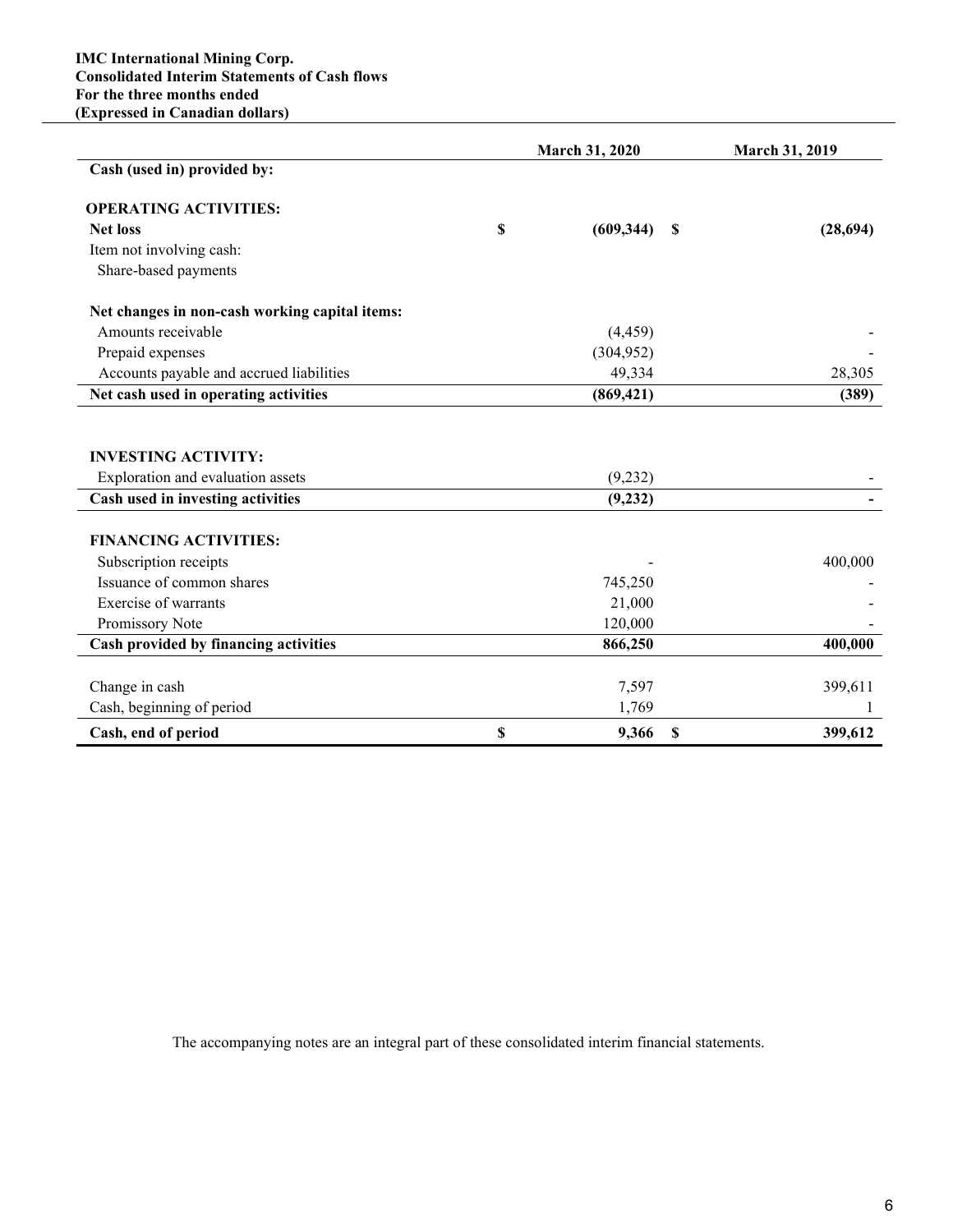**IMC International Mining Corp.**
**Consolidated Interim Statements of Cash flows**
**For the three months ended**
**(Expressed in Canadian dollars)**

| | March 31, 2020 | March 31, 2019 |
|---|---|---|
| **Cash (used in) provided by:** | | |
| **OPERATING ACTIVITIES:** | | |
| **Net loss** | **$ (609,344)** | **$ (28,694)** |
| Item not involving cash: | | |
| Share-based payments | | |
| **Net changes in non-cash working capital items:** | | |
| Amounts receivable | (4,459) | - |
| Prepaid expenses | (304,952) | - |
| Accounts payable and accrued liabilities | 49,334 | 28,305 |
| **Net cash used in operating activities** | **(869,421)** | **(389)** |
| **INVESTING ACTIVITY:** | | |
| Exploration and evaluation assets | (9,232) | - |
| **Cash used in investing activities** | **(9,232)** | **-** |
| **FINANCING ACTIVITIES:** | | |
| Subscription receipts | - | 400,000 |
| Issuance of common shares | 745,250 | - |
| Exercise of warrants | 21,000 | - |
| Promissory Note | 120,000 | - |
| **Cash provided by financing activities** | **866,250** | **400,000** |
| Change in cash | 7,597 | 399,611 |
| Cash, beginning of period | 1,769 | 1 |
| **Cash, end of period** | **$ 9,366** | **$ 399,612** |

The accompanying notes are an integral part of these consolidated interim financial statements.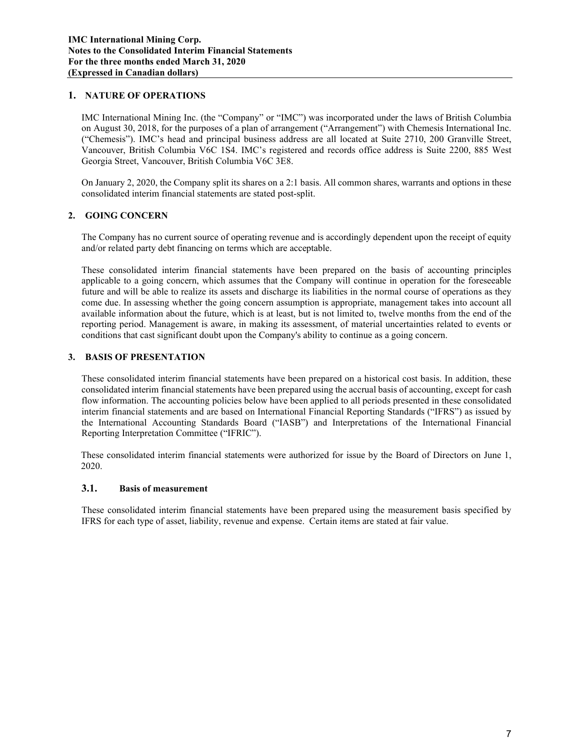## 1. NATURE OF OPERATIONS

IMC International Mining Inc. (the "Company" or "IMC") was incorporated under the laws of British Columbia on August 30, 2018, for the purposes of a plan of arrangement ("Arrangement") with Chemesis International Inc. ("Chemesis"). IMC's head and principal business address are all located at Suite 2710, 200 Granville Street, Vancouver, British Columbia V6C 1S4. IMC's registered and records office address is Suite 2200, 885 West Georgia Street, Vancouver, British Columbia V6C 3E8.

On January 2, 2020, the Company split its shares on a 2:1 basis. All common shares, warrants and options in these consolidated interim financial statements are stated post-split.

## 2. GOING CONCERN

The Company has no current source of operating revenue and is accordingly dependent upon the receipt of equity and/or related party debt financing on terms which are acceptable.

These consolidated interim financial statements have been prepared on the basis of accounting principles applicable to a going concern, which assumes that the Company will continue in operation for the foreseeable future and will be able to realize its assets and discharge its liabilities in the normal course of operations as they come due. In assessing whether the going concern assumption is appropriate, management takes into account all available information about the future, which is at least, but is not limited to, twelve months from the end of the reporting period. Management is aware, in making its assessment, of material uncertainties related to events or conditions that cast significant doubt upon the Company's ability to continue as a going concern.

## 3. BASIS OF PRESENTATION

These consolidated interim financial statements have been prepared on a historical cost basis. In addition, these consolidated interim financial statements have been prepared using the accrual basis of accounting, except for cash flow information. The accounting policies below have been applied to all periods presented in these consolidated interim financial statements and are based on International Financial Reporting Standards ("IFRS") as issued by the International Accounting Standards Board ("IASB") and Interpretations of the International Financial Reporting Interpretation Committee ("IFRIC").

These consolidated interim financial statements were authorized for issue by the Board of Directors on June 1, 2020.

### 3.1. Basis of measurement

These consolidated interim financial statements have been prepared using the measurement basis specified by IFRS for each type of asset, liability, revenue and expense. Certain items are stated at fair value.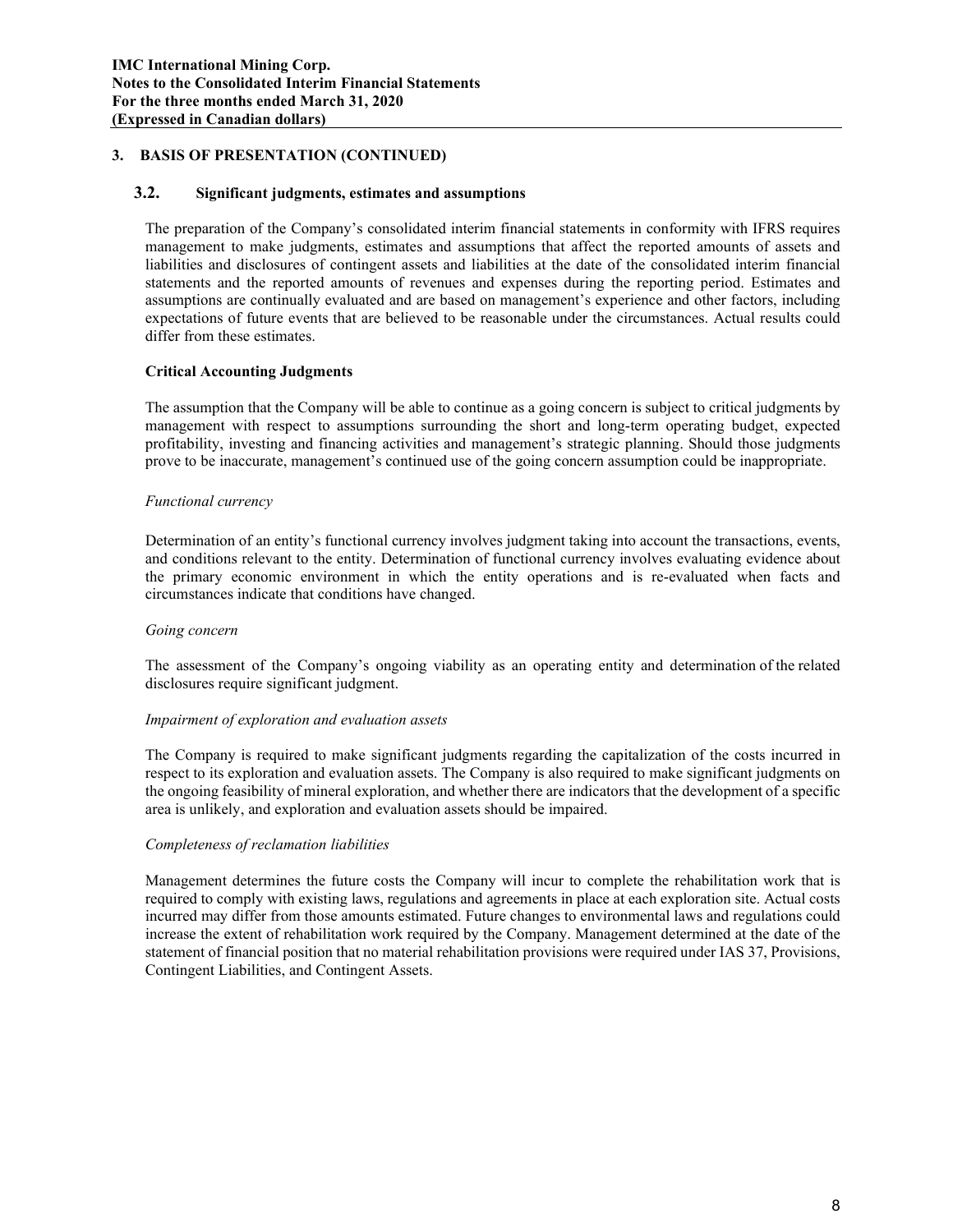## 3. BASIS OF PRESENTATION (CONTINUED)

### 3.2. Significant judgments, estimates and assumptions

The preparation of the Company's consolidated interim financial statements in conformity with IFRS requires management to make judgments, estimates and assumptions that affect the reported amounts of assets and liabilities and disclosures of contingent assets and liabilities at the date of the consolidated interim financial statements and the reported amounts of revenues and expenses during the reporting period. Estimates and assumptions are continually evaluated and are based on management's experience and other factors, including expectations of future events that are believed to be reasonable under the circumstances. Actual results could differ from these estimates.

**Critical Accounting Judgments**

The assumption that the Company will be able to continue as a going concern is subject to critical judgments by management with respect to assumptions surrounding the short and long-term operating budget, expected profitability, investing and financing activities and management's strategic planning. Should those judgments prove to be inaccurate, management's continued use of the going concern assumption could be inappropriate.

*Functional currency*

Determination of an entity's functional currency involves judgment taking into account the transactions, events, and conditions relevant to the entity. Determination of functional currency involves evaluating evidence about the primary economic environment in which the entity operations and is re-evaluated when facts and circumstances indicate that conditions have changed.

*Going concern*

The assessment of the Company's ongoing viability as an operating entity and determination of the related disclosures require significant judgment.

*Impairment of exploration and evaluation assets*

The Company is required to make significant judgments regarding the capitalization of the costs incurred in respect to its exploration and evaluation assets. The Company is also required to make significant judgments on the ongoing feasibility of mineral exploration, and whether there are indicators that the development of a specific area is unlikely, and exploration and evaluation assets should be impaired.

*Completeness of reclamation liabilities*

Management determines the future costs the Company will incur to complete the rehabilitation work that is required to comply with existing laws, regulations and agreements in place at each exploration site. Actual costs incurred may differ from those amounts estimated. Future changes to environmental laws and regulations could increase the extent of rehabilitation work required by the Company. Management determined at the date of the statement of financial position that no material rehabilitation provisions were required under IAS 37, Provisions, Contingent Liabilities, and Contingent Assets.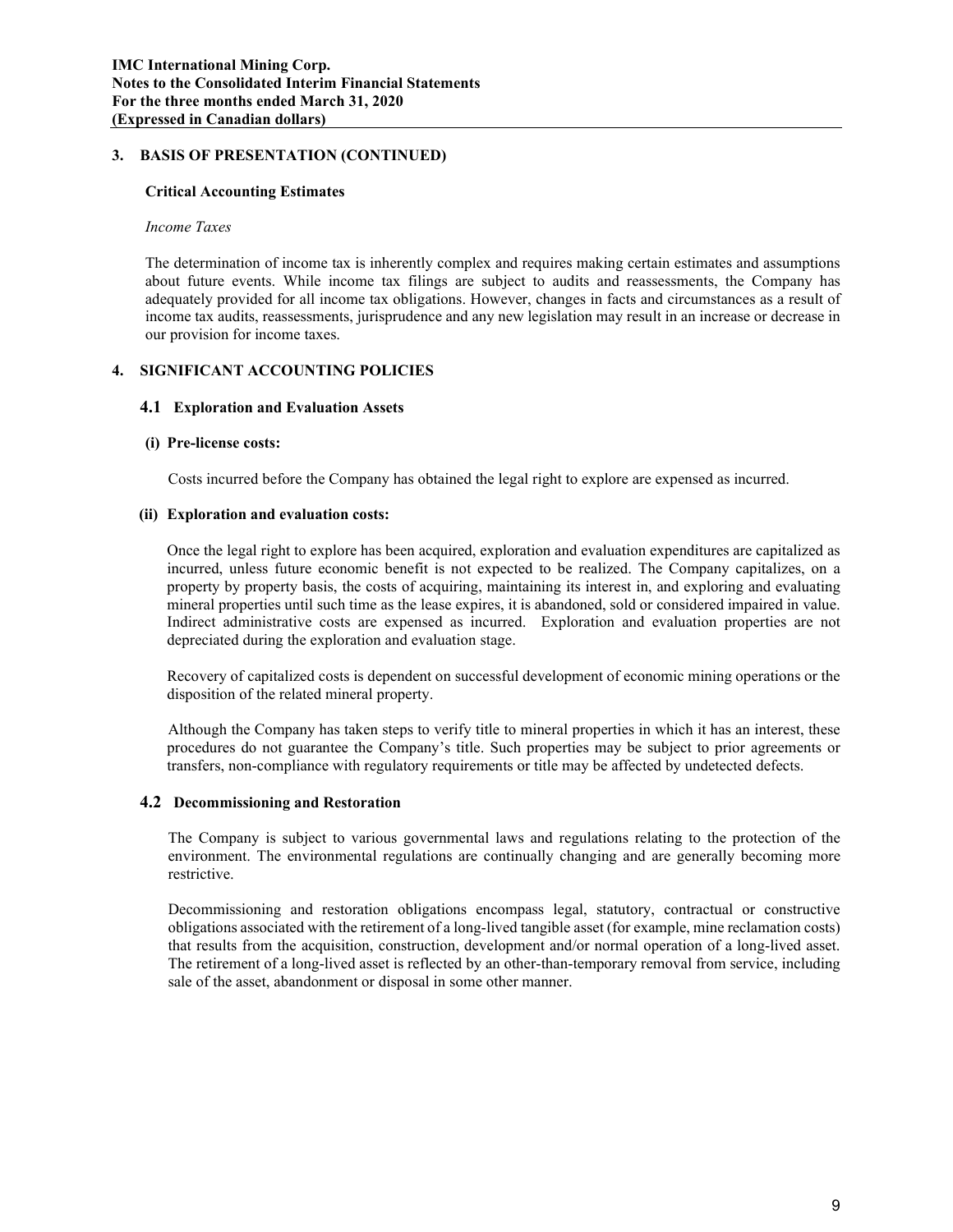## 3. BASIS OF PRESENTATION (CONTINUED)

### Critical Accounting Estimates

*Income Taxes*

The determination of income tax is inherently complex and requires making certain estimates and assumptions about future events. While income tax filings are subject to audits and reassessments, the Company has adequately provided for all income tax obligations. However, changes in facts and circumstances as a result of income tax audits, reassessments, jurisprudence and any new legislation may result in an increase or decrease in our provision for income taxes.

## 4. SIGNIFICANT ACCOUNTING POLICIES

### 4.1 Exploration and Evaluation Assets

**(i) Pre-license costs:**

Costs incurred before the Company has obtained the legal right to explore are expensed as incurred.

**(ii) Exploration and evaluation costs:**

Once the legal right to explore has been acquired, exploration and evaluation expenditures are capitalized as incurred, unless future economic benefit is not expected to be realized. The Company capitalizes, on a property by property basis, the costs of acquiring, maintaining its interest in, and exploring and evaluating mineral properties until such time as the lease expires, it is abandoned, sold or considered impaired in value. Indirect administrative costs are expensed as incurred. Exploration and evaluation properties are not depreciated during the exploration and evaluation stage.

Recovery of capitalized costs is dependent on successful development of economic mining operations or the disposition of the related mineral property.

Although the Company has taken steps to verify title to mineral properties in which it has an interest, these procedures do not guarantee the Company's title. Such properties may be subject to prior agreements or transfers, non-compliance with regulatory requirements or title may be affected by undetected defects.

### 4.2 Decommissioning and Restoration

The Company is subject to various governmental laws and regulations relating to the protection of the environment. The environmental regulations are continually changing and are generally becoming more restrictive.

Decommissioning and restoration obligations encompass legal, statutory, contractual or constructive obligations associated with the retirement of a long-lived tangible asset (for example, mine reclamation costs) that results from the acquisition, construction, development and/or normal operation of a long-lived asset. The retirement of a long-lived asset is reflected by an other-than-temporary removal from service, including sale of the asset, abandonment or disposal in some other manner.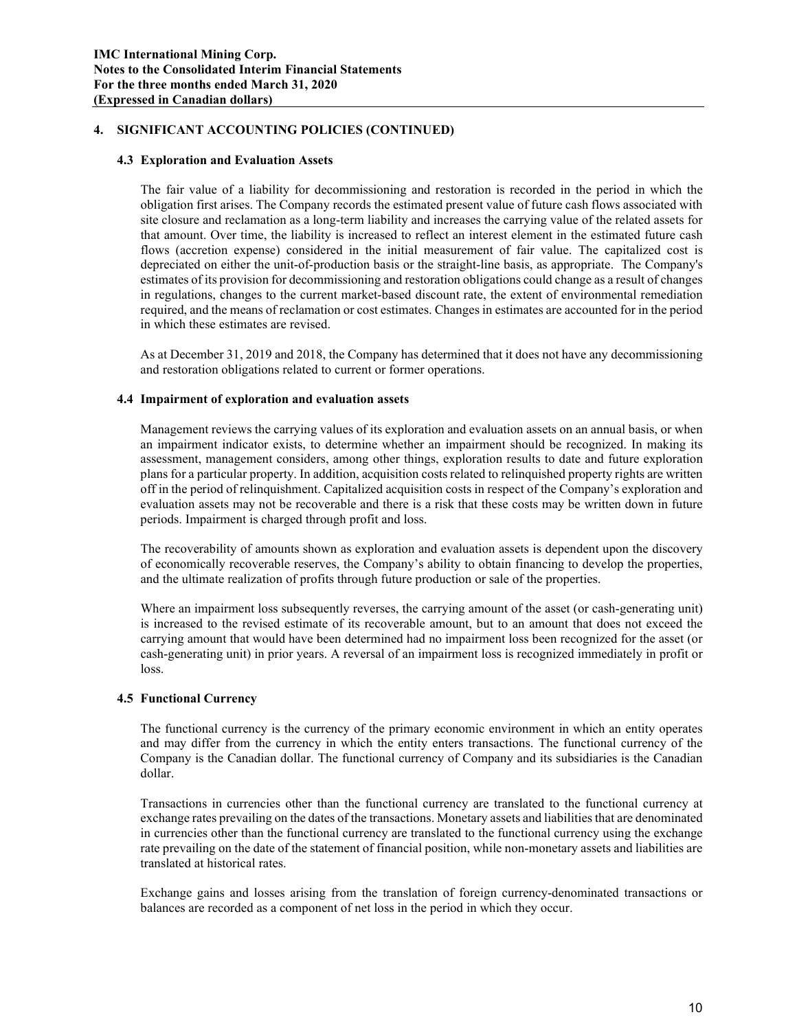## 4. SIGNIFICANT ACCOUNTING POLICIES (CONTINUED)

### 4.3 Exploration and Evaluation Assets

The fair value of a liability for decommissioning and restoration is recorded in the period in which the obligation first arises. The Company records the estimated present value of future cash flows associated with site closure and reclamation as a long-term liability and increases the carrying value of the related assets for that amount. Over time, the liability is increased to reflect an interest element in the estimated future cash flows (accretion expense) considered in the initial measurement of fair value. The capitalized cost is depreciated on either the unit-of-production basis or the straight-line basis, as appropriate. The Company's estimates of its provision for decommissioning and restoration obligations could change as a result of changes in regulations, changes to the current market-based discount rate, the extent of environmental remediation required, and the means of reclamation or cost estimates. Changes in estimates are accounted for in the period in which these estimates are revised.

As at December 31, 2019 and 2018, the Company has determined that it does not have any decommissioning and restoration obligations related to current or former operations.

### 4.4 Impairment of exploration and evaluation assets

Management reviews the carrying values of its exploration and evaluation assets on an annual basis, or when an impairment indicator exists, to determine whether an impairment should be recognized. In making its assessment, management considers, among other things, exploration results to date and future exploration plans for a particular property. In addition, acquisition costs related to relinquished property rights are written off in the period of relinquishment. Capitalized acquisition costs in respect of the Company's exploration and evaluation assets may not be recoverable and there is a risk that these costs may be written down in future periods. Impairment is charged through profit and loss.

The recoverability of amounts shown as exploration and evaluation assets is dependent upon the discovery of economically recoverable reserves, the Company's ability to obtain financing to develop the properties, and the ultimate realization of profits through future production or sale of the properties.

Where an impairment loss subsequently reverses, the carrying amount of the asset (or cash-generating unit) is increased to the revised estimate of its recoverable amount, but to an amount that does not exceed the carrying amount that would have been determined had no impairment loss been recognized for the asset (or cash-generating unit) in prior years. A reversal of an impairment loss is recognized immediately in profit or loss.

### 4.5 Functional Currency

The functional currency is the currency of the primary economic environment in which an entity operates and may differ from the currency in which the entity enters transactions. The functional currency of the Company is the Canadian dollar. The functional currency of Company and its subsidiaries is the Canadian dollar.

Transactions in currencies other than the functional currency are translated to the functional currency at exchange rates prevailing on the dates of the transactions. Monetary assets and liabilities that are denominated in currencies other than the functional currency are translated to the functional currency using the exchange rate prevailing on the date of the statement of financial position, while non-monetary assets and liabilities are translated at historical rates.

Exchange gains and losses arising from the translation of foreign currency-denominated transactions or balances are recorded as a component of net loss in the period in which they occur.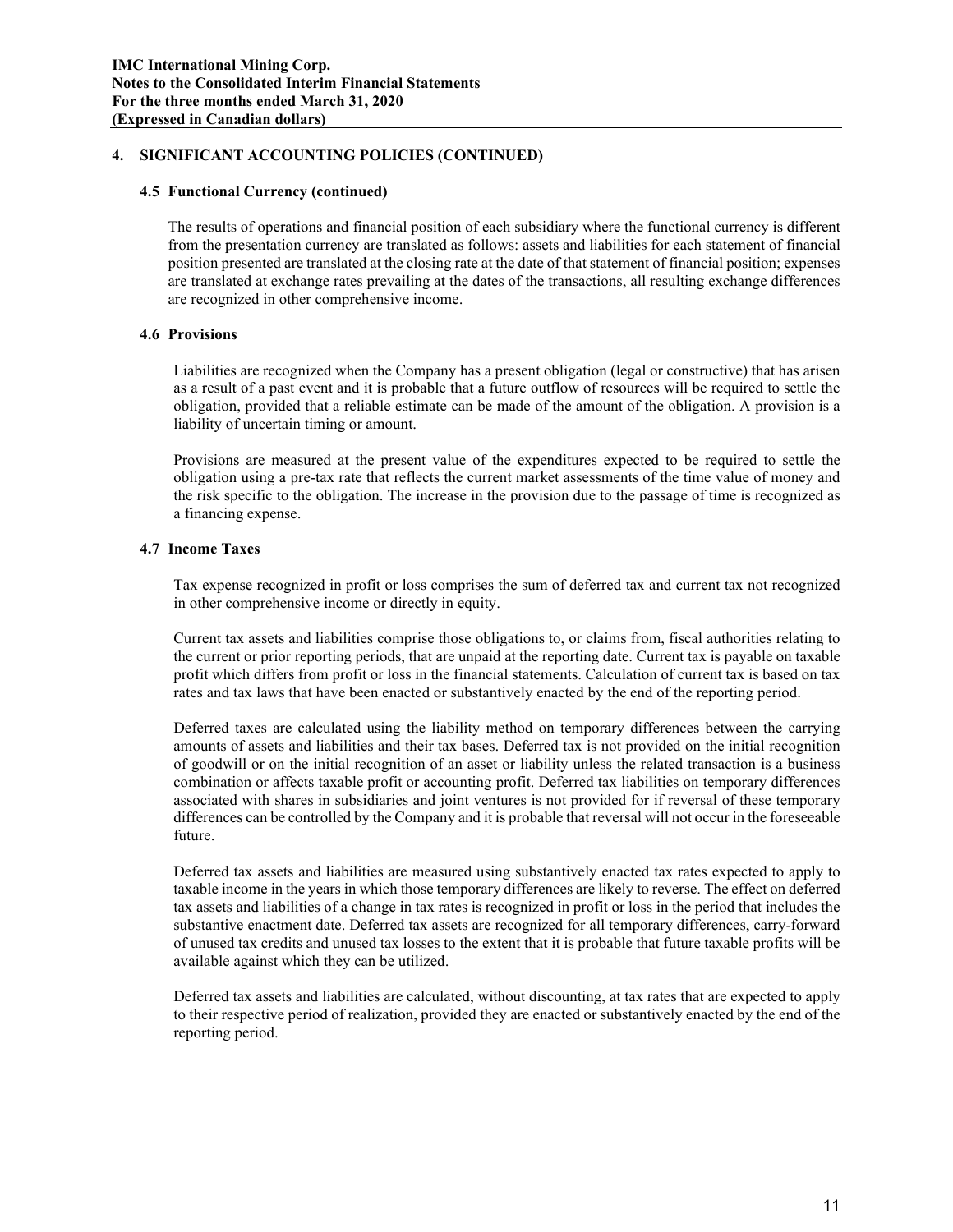## 4. SIGNIFICANT ACCOUNTING POLICIES (CONTINUED)

### 4.5 Functional Currency (continued)

The results of operations and financial position of each subsidiary where the functional currency is different from the presentation currency are translated as follows: assets and liabilities for each statement of financial position presented are translated at the closing rate at the date of that statement of financial position; expenses are translated at exchange rates prevailing at the dates of the transactions, all resulting exchange differences are recognized in other comprehensive income.

### 4.6 Provisions

Liabilities are recognized when the Company has a present obligation (legal or constructive) that has arisen as a result of a past event and it is probable that a future outflow of resources will be required to settle the obligation, provided that a reliable estimate can be made of the amount of the obligation. A provision is a liability of uncertain timing or amount.

Provisions are measured at the present value of the expenditures expected to be required to settle the obligation using a pre-tax rate that reflects the current market assessments of the time value of money and the risk specific to the obligation. The increase in the provision due to the passage of time is recognized as a financing expense.

### 4.7 Income Taxes

Tax expense recognized in profit or loss comprises the sum of deferred tax and current tax not recognized in other comprehensive income or directly in equity.

Current tax assets and liabilities comprise those obligations to, or claims from, fiscal authorities relating to the current or prior reporting periods, that are unpaid at the reporting date. Current tax is payable on taxable profit which differs from profit or loss in the financial statements. Calculation of current tax is based on tax rates and tax laws that have been enacted or substantively enacted by the end of the reporting period.

Deferred taxes are calculated using the liability method on temporary differences between the carrying amounts of assets and liabilities and their tax bases. Deferred tax is not provided on the initial recognition of goodwill or on the initial recognition of an asset or liability unless the related transaction is a business combination or affects taxable profit or accounting profit. Deferred tax liabilities on temporary differences associated with shares in subsidiaries and joint ventures is not provided for if reversal of these temporary differences can be controlled by the Company and it is probable that reversal will not occur in the foreseeable future.

Deferred tax assets and liabilities are measured using substantively enacted tax rates expected to apply to taxable income in the years in which those temporary differences are likely to reverse. The effect on deferred tax assets and liabilities of a change in tax rates is recognized in profit or loss in the period that includes the substantive enactment date. Deferred tax assets are recognized for all temporary differences, carry-forward of unused tax credits and unused tax losses to the extent that it is probable that future taxable profits will be available against which they can be utilized.

Deferred tax assets and liabilities are calculated, without discounting, at tax rates that are expected to apply to their respective period of realization, provided they are enacted or substantively enacted by the end of the reporting period.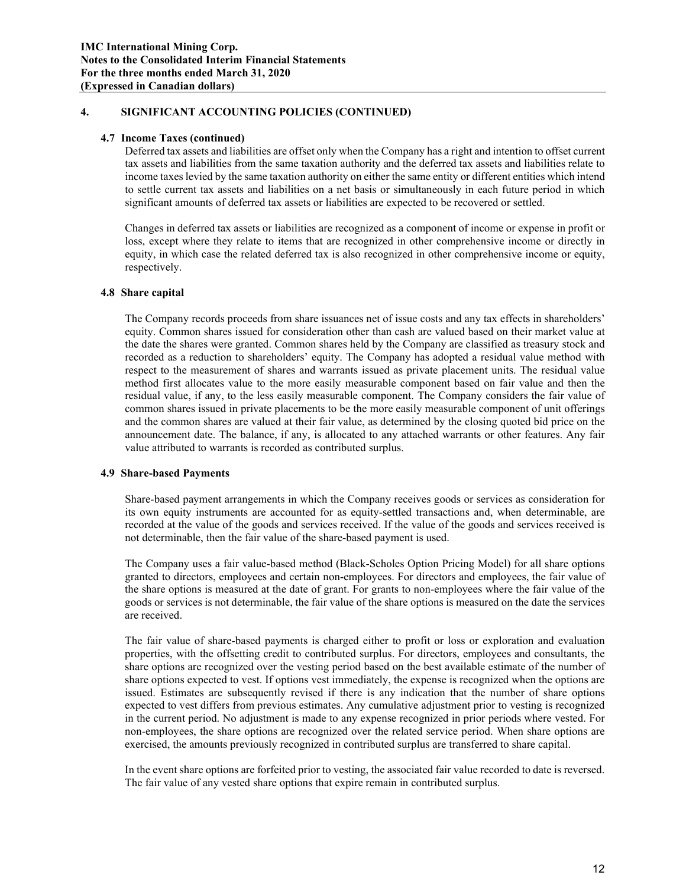## 4. SIGNIFICANT ACCOUNTING POLICIES (CONTINUED)

### 4.7 Income Taxes (continued)

Deferred tax assets and liabilities are offset only when the Company has a right and intention to offset current tax assets and liabilities from the same taxation authority and the deferred tax assets and liabilities relate to income taxes levied by the same taxation authority on either the same entity or different entities which intend to settle current tax assets and liabilities on a net basis or simultaneously in each future period in which significant amounts of deferred tax assets or liabilities are expected to be recovered or settled.

Changes in deferred tax assets or liabilities are recognized as a component of income or expense in profit or loss, except where they relate to items that are recognized in other comprehensive income or directly in equity, in which case the related deferred tax is also recognized in other comprehensive income or equity, respectively.

### 4.8 Share capital

The Company records proceeds from share issuances net of issue costs and any tax effects in shareholders' equity. Common shares issued for consideration other than cash are valued based on their market value at the date the shares were granted. Common shares held by the Company are classified as treasury stock and recorded as a reduction to shareholders' equity. The Company has adopted a residual value method with respect to the measurement of shares and warrants issued as private placement units. The residual value method first allocates value to the more easily measurable component based on fair value and then the residual value, if any, to the less easily measurable component. The Company considers the fair value of common shares issued in private placements to be the more easily measurable component of unit offerings and the common shares are valued at their fair value, as determined by the closing quoted bid price on the announcement date. The balance, if any, is allocated to any attached warrants or other features. Any fair value attributed to warrants is recorded as contributed surplus.

### 4.9 Share-based Payments

Share-based payment arrangements in which the Company receives goods or services as consideration for its own equity instruments are accounted for as equity-settled transactions and, when determinable, are recorded at the value of the goods and services received. If the value of the goods and services received is not determinable, then the fair value of the share-based payment is used.

The Company uses a fair value-based method (Black-Scholes Option Pricing Model) for all share options granted to directors, employees and certain non-employees. For directors and employees, the fair value of the share options is measured at the date of grant. For grants to non-employees where the fair value of the goods or services is not determinable, the fair value of the share options is measured on the date the services are received.

The fair value of share-based payments is charged either to profit or loss or exploration and evaluation properties, with the offsetting credit to contributed surplus. For directors, employees and consultants, the share options are recognized over the vesting period based on the best available estimate of the number of share options expected to vest. If options vest immediately, the expense is recognized when the options are issued. Estimates are subsequently revised if there is any indication that the number of share options expected to vest differs from previous estimates. Any cumulative adjustment prior to vesting is recognized in the current period. No adjustment is made to any expense recognized in prior periods where vested. For non-employees, the share options are recognized over the related service period. When share options are exercised, the amounts previously recognized in contributed surplus are transferred to share capital.

In the event share options are forfeited prior to vesting, the associated fair value recorded to date is reversed. The fair value of any vested share options that expire remain in contributed surplus.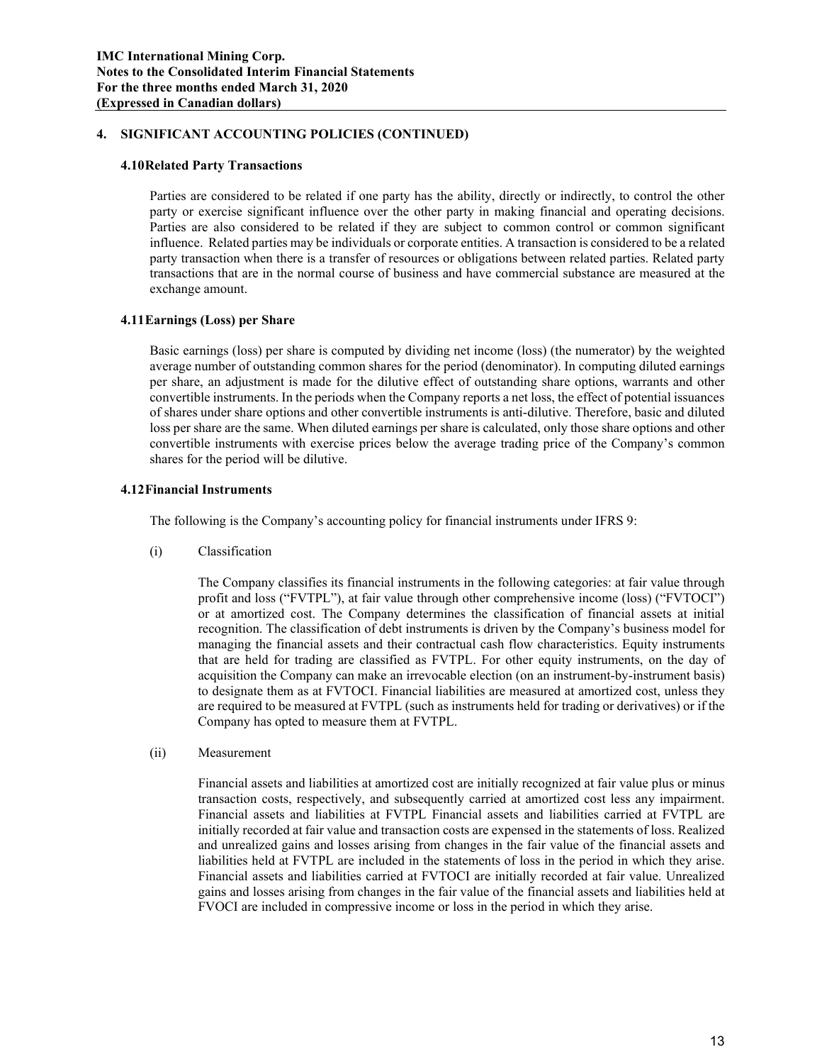## 4. SIGNIFICANT ACCOUNTING POLICIES (CONTINUED)

### 4.10 Related Party Transactions

Parties are considered to be related if one party has the ability, directly or indirectly, to control the other party or exercise significant influence over the other party in making financial and operating decisions. Parties are also considered to be related if they are subject to common control or common significant influence. Related parties may be individuals or corporate entities. A transaction is considered to be a related party transaction when there is a transfer of resources or obligations between related parties. Related party transactions that are in the normal course of business and have commercial substance are measured at the exchange amount.

### 4.11 Earnings (Loss) per Share

Basic earnings (loss) per share is computed by dividing net income (loss) (the numerator) by the weighted average number of outstanding common shares for the period (denominator). In computing diluted earnings per share, an adjustment is made for the dilutive effect of outstanding share options, warrants and other convertible instruments. In the periods when the Company reports a net loss, the effect of potential issuances of shares under share options and other convertible instruments is anti-dilutive. Therefore, basic and diluted loss per share are the same. When diluted earnings per share is calculated, only those share options and other convertible instruments with exercise prices below the average trading price of the Company's common shares for the period will be dilutive.

### 4.12 Financial Instruments

The following is the Company's accounting policy for financial instruments under IFRS 9:

(i) Classification

The Company classifies its financial instruments in the following categories: at fair value through profit and loss ("FVTPL"), at fair value through other comprehensive income (loss) ("FVTOCI") or at amortized cost. The Company determines the classification of financial assets at initial recognition. The classification of debt instruments is driven by the Company's business model for managing the financial assets and their contractual cash flow characteristics. Equity instruments that are held for trading are classified as FVTPL. For other equity instruments, on the day of acquisition the Company can make an irrevocable election (on an instrument-by-instrument basis) to designate them as at FVTOCI. Financial liabilities are measured at amortized cost, unless they are required to be measured at FVTPL (such as instruments held for trading or derivatives) or if the Company has opted to measure them at FVTPL.

(ii) Measurement

Financial assets and liabilities at amortized cost are initially recognized at fair value plus or minus transaction costs, respectively, and subsequently carried at amortized cost less any impairment. Financial assets and liabilities at FVTPL Financial assets and liabilities carried at FVTPL are initially recorded at fair value and transaction costs are expensed in the statements of loss. Realized and unrealized gains and losses arising from changes in the fair value of the financial assets and liabilities held at FVTPL are included in the statements of loss in the period in which they arise. Financial assets and liabilities carried at FVTOCI are initially recorded at fair value. Unrealized gains and losses arising from changes in the fair value of the financial assets and liabilities held at FVOCI are included in compressive income or loss in the period in which they arise.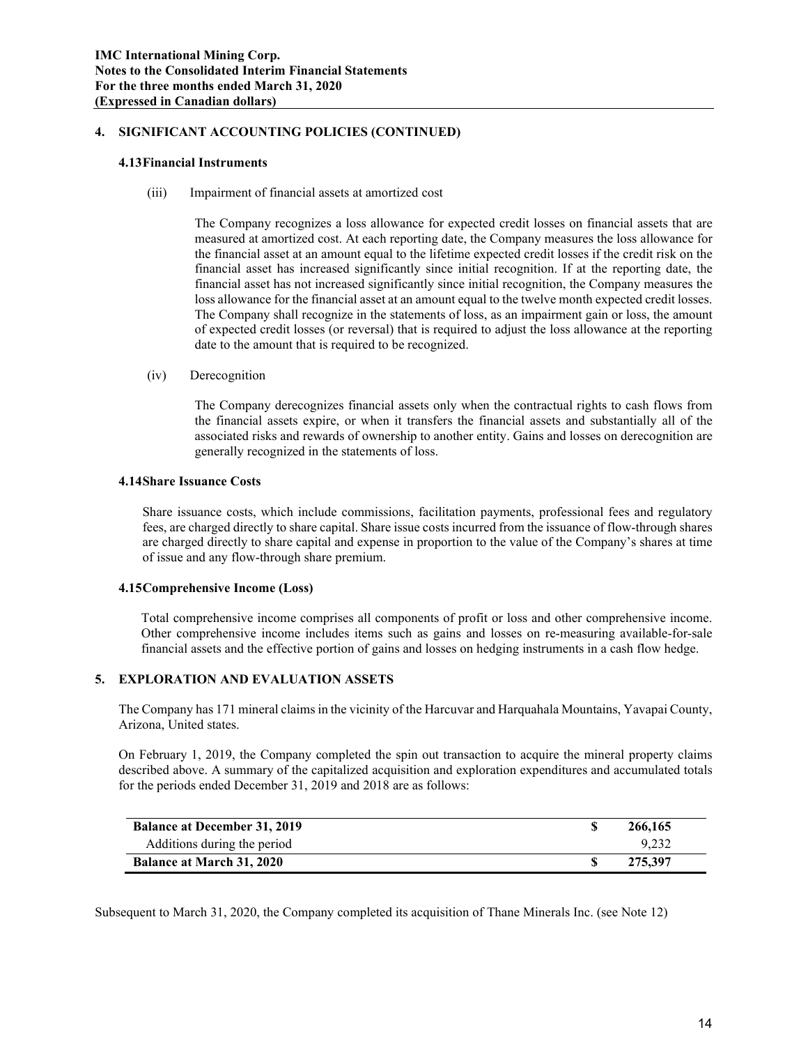## 4. SIGNIFICANT ACCOUNTING POLICIES (CONTINUED)

### 4.13 Financial Instruments

(iii) Impairment of financial assets at amortized cost

The Company recognizes a loss allowance for expected credit losses on financial assets that are measured at amortized cost. At each reporting date, the Company measures the loss allowance for the financial asset at an amount equal to the lifetime expected credit losses if the credit risk on the financial asset has increased significantly since initial recognition. If at the reporting date, the financial asset has not increased significantly since initial recognition, the Company measures the loss allowance for the financial asset at an amount equal to the twelve month expected credit losses. The Company shall recognize in the statements of loss, as an impairment gain or loss, the amount of expected credit losses (or reversal) that is required to adjust the loss allowance at the reporting date to the amount that is required to be recognized.

(iv) Derecognition

The Company derecognizes financial assets only when the contractual rights to cash flows from the financial assets expire, or when it transfers the financial assets and substantially all of the associated risks and rewards of ownership to another entity. Gains and losses on derecognition are generally recognized in the statements of loss.

### 4.14 Share Issuance Costs

Share issuance costs, which include commissions, facilitation payments, professional fees and regulatory fees, are charged directly to share capital. Share issue costs incurred from the issuance of flow-through shares are charged directly to share capital and expense in proportion to the value of the Company's shares at time of issue and any flow-through share premium.

### 4.15 Comprehensive Income (Loss)

Total comprehensive income comprises all components of profit or loss and other comprehensive income. Other comprehensive income includes items such as gains and losses on re-measuring available-for-sale financial assets and the effective portion of gains and losses on hedging instruments in a cash flow hedge.

## 5. EXPLORATION AND EVALUATION ASSETS

The Company has 171 mineral claims in the vicinity of the Harcuvar and Harquahala Mountains, Yavapai County, Arizona, United states.

On February 1, 2019, the Company completed the spin out transaction to acquire the mineral property claims described above. A summary of the capitalized acquisition and exploration expenditures and accumulated totals for the periods ended December 31, 2019 and 2018 are as follows:

| | | |
|---|---|---|
| **Balance at December 31, 2019** | **$** | **266,165** |
| Additions during the period | | 9,232 |
| **Balance at March 31, 2020** | **$** | **275,397** |

Subsequent to March 31, 2020, the Company completed its acquisition of Thane Minerals Inc. (see Note 12)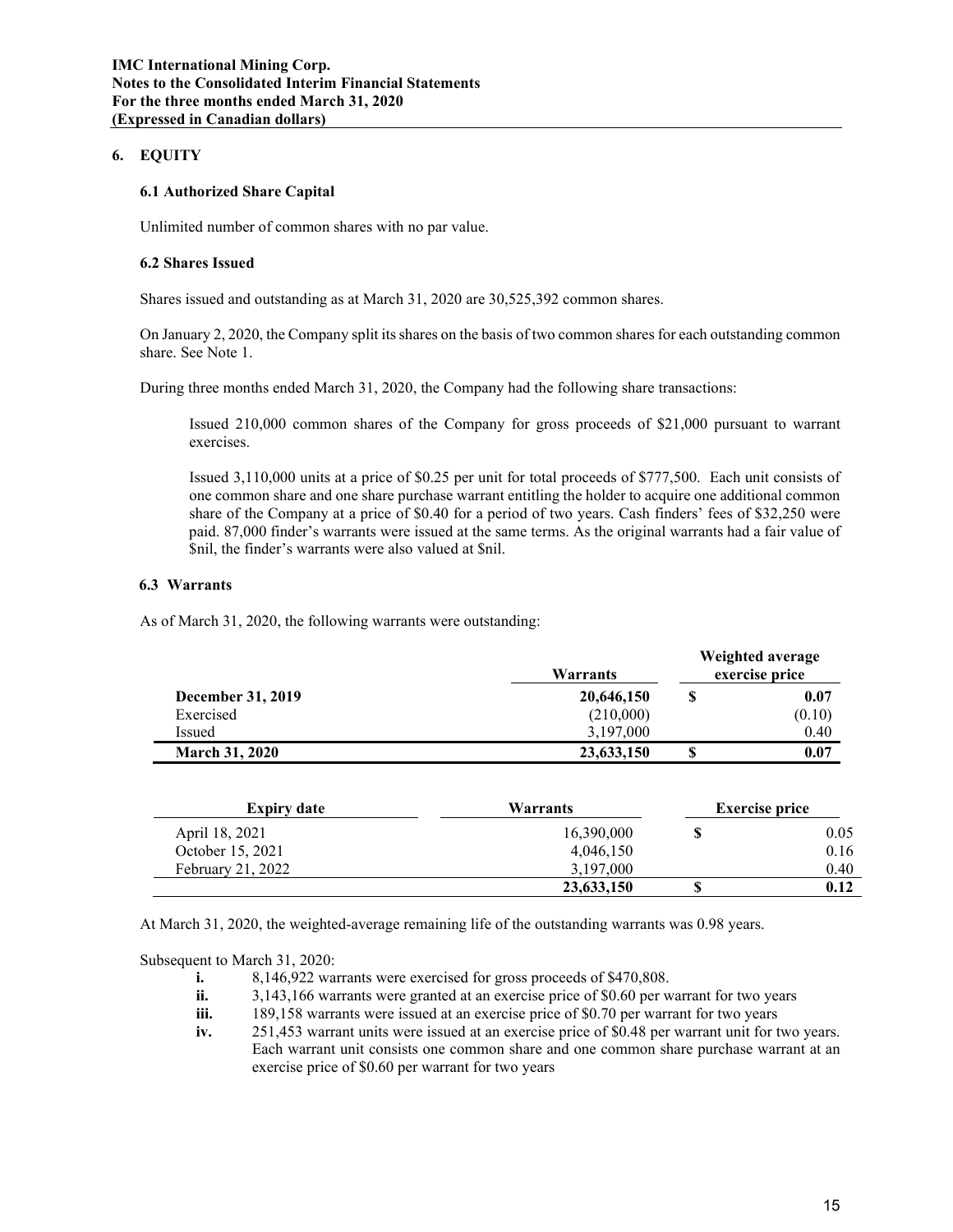## 6. EQUITY

### 6.1 Authorized Share Capital

Unlimited number of common shares with no par value.

### 6.2 Shares Issued

Shares issued and outstanding as at March 31, 2020 are 30,525,392 common shares.

On January 2, 2020, the Company split its shares on the basis of two common shares for each outstanding common share. See Note 1.

During three months ended March 31, 2020, the Company had the following share transactions:

Issued 210,000 common shares of the Company for gross proceeds of $21,000 pursuant to warrant exercises.

Issued 3,110,000 units at a price of $0.25 per unit for total proceeds of $777,500. Each unit consists of one common share and one share purchase warrant entitling the holder to acquire one additional common share of the Company at a price of $0.40 for a period of two years. Cash finders' fees of $32,250 were paid. 87,000 finder's warrants were issued at the same terms. As the original warrants had a fair value of $nil, the finder's warrants were also valued at $nil.

### 6.3 Warrants

As of March 31, 2020, the following warrants were outstanding:

| | Warrants | Weighted average exercise price |
|---|---|---|
| **December 31, 2019** | **20,646,150** | **$ 0.07** |
| Exercised | (210,000) | (0.10) |
| Issued | 3,197,000 | 0.40 |
| **March 31, 2020** | **23,633,150** | **$ 0.07** |

| Expiry date | Warrants | Exercise price |
|---|---|---|
| April 18, 2021 | 16,390,000 | $ 0.05 |
| October 15, 2021 | 4,046,150 | 0.16 |
| February 21, 2022 | 3,197,000 | 0.40 |
| | **23,633,150** | **$ 0.12** |

At March 31, 2020, the weighted-average remaining life of the outstanding warrants was 0.98 years.

Subsequent to March 31, 2020:

- **i.** 8,146,922 warrants were exercised for gross proceeds of $470,808.
- **ii.** 3,143,166 warrants were granted at an exercise price of $0.60 per warrant for two years
- **iii.** 189,158 warrants were issued at an exercise price of $0.70 per warrant for two years
- **iv.** 251,453 warrant units were issued at an exercise price of $0.48 per warrant unit for two years. Each warrant unit consists one common share and one common share purchase warrant at an exercise price of $0.60 per warrant for two years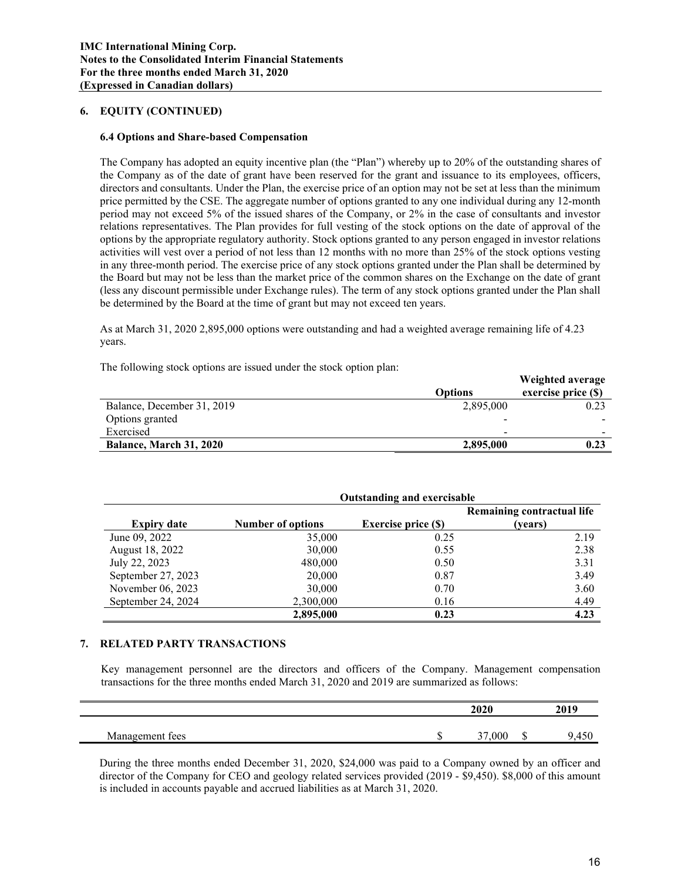## 6. EQUITY (CONTINUED)

### 6.4 Options and Share-based Compensation

The Company has adopted an equity incentive plan (the "Plan") whereby up to 20% of the outstanding shares of the Company as of the date of grant have been reserved for the grant and issuance to its employees, officers, directors and consultants. Under the Plan, the exercise price of an option may not be set at less than the minimum price permitted by the CSE. The aggregate number of options granted to any one individual during any 12-month period may not exceed 5% of the issued shares of the Company, or 2% in the case of consultants and investor relations representatives. The Plan provides for full vesting of the stock options on the date of approval of the options by the appropriate regulatory authority. Stock options granted to any person engaged in investor relations activities will vest over a period of not less than 12 months with no more than 25% of the stock options vesting in any three-month period. The exercise price of any stock options granted under the Plan shall be determined by the Board but may not be less than the market price of the common shares on the Exchange on the date of grant (less any discount permissible under Exchange rules). The term of any stock options granted under the Plan shall be determined by the Board at the time of grant but may not exceed ten years.

As at March 31, 2020 2,895,000 options were outstanding and had a weighted average remaining life of 4.23 years.

The following stock options are issued under the stock option plan:

| | Options | Weighted average exercise price ($) |
|---|---|---|
| Balance, December 31, 2019 | 2,895,000 | 0.23 |
| Options granted | - | - |
| Exercised | - | - |
| **Balance, March 31, 2020** | **2,895,000** | **0.23** |

| | Outstanding and exercisable | | |
|---|---|---|---|
| **Expiry date** | **Number of options** | **Exercise price ($)** | **Remaining contractual life (years)** |
| June 09, 2022 | 35,000 | 0.25 | 2.19 |
| August 18, 2022 | 30,000 | 0.55 | 2.38 |
| July 22, 2023 | 480,000 | 0.50 | 3.31 |
| September 27, 2023 | 20,000 | 0.87 | 3.49 |
| November 06, 2023 | 30,000 | 0.70 | 3.60 |
| September 24, 2024 | 2,300,000 | 0.16 | 4.49 |
| | **2,895,000** | **0.23** | **4.23** |

## 7. RELATED PARTY TRANSACTIONS

Key management personnel are the directors and officers of the Company. Management compensation transactions for the three months ended March 31, 2020 and 2019 are summarized as follows:

| | 2020 | 2019 |
|---|---|---|
| Management fees | $ 37,000 | $ 9,450 |

During the three months ended December 31, 2020, $24,000 was paid to a Company owned by an officer and director of the Company for CEO and geology related services provided (2019 - $9,450). $8,000 of this amount is included in accounts payable and accrued liabilities as at March 31, 2020.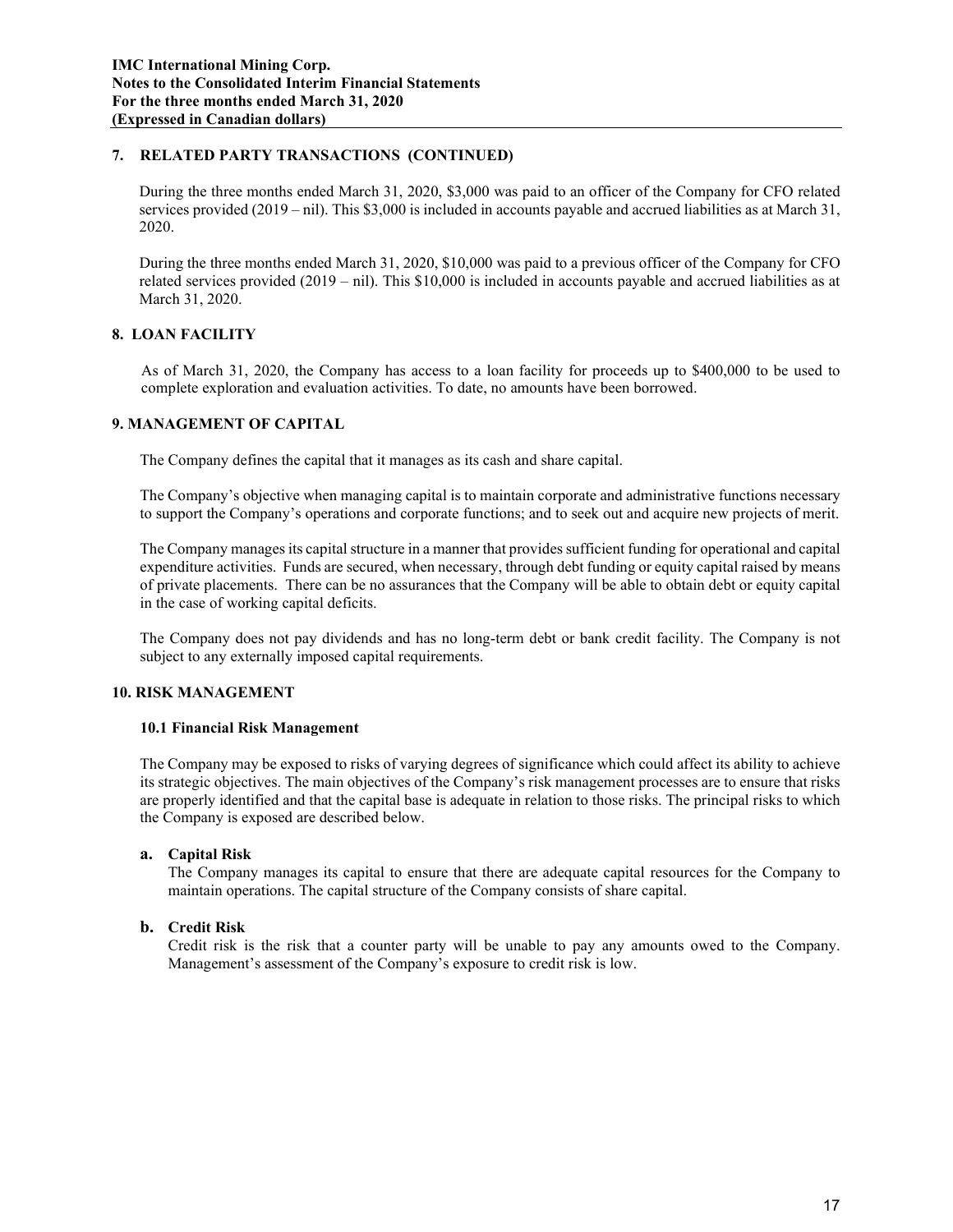## 7. RELATED PARTY TRANSACTIONS (CONTINUED)

During the three months ended March 31, 2020, $3,000 was paid to an officer of the Company for CFO related services provided (2019 – nil). This $3,000 is included in accounts payable and accrued liabilities as at March 31, 2020.

During the three months ended March 31, 2020, $10,000 was paid to a previous officer of the Company for CFO related services provided (2019 – nil). This $10,000 is included in accounts payable and accrued liabilities as at March 31, 2020.

## 8. LOAN FACILITY

As of March 31, 2020, the Company has access to a loan facility for proceeds up to $400,000 to be used to complete exploration and evaluation activities. To date, no amounts have been borrowed.

## 9. MANAGEMENT OF CAPITAL

The Company defines the capital that it manages as its cash and share capital.

The Company's objective when managing capital is to maintain corporate and administrative functions necessary to support the Company's operations and corporate functions; and to seek out and acquire new projects of merit.

The Company manages its capital structure in a manner that provides sufficient funding for operational and capital expenditure activities. Funds are secured, when necessary, through debt funding or equity capital raised by means of private placements. There can be no assurances that the Company will be able to obtain debt or equity capital in the case of working capital deficits.

The Company does not pay dividends and has no long-term debt or bank credit facility. The Company is not subject to any externally imposed capital requirements.

## 10. RISK MANAGEMENT

### 10.1 Financial Risk Management

The Company may be exposed to risks of varying degrees of significance which could affect its ability to achieve its strategic objectives. The main objectives of the Company's risk management processes are to ensure that risks are properly identified and that the capital base is adequate in relation to those risks. The principal risks to which the Company is exposed are described below.

**a. Capital Risk**

The Company manages its capital to ensure that there are adequate capital resources for the Company to maintain operations. The capital structure of the Company consists of share capital.

**b. Credit Risk**

Credit risk is the risk that a counter party will be unable to pay any amounts owed to the Company. Management's assessment of the Company's exposure to credit risk is low.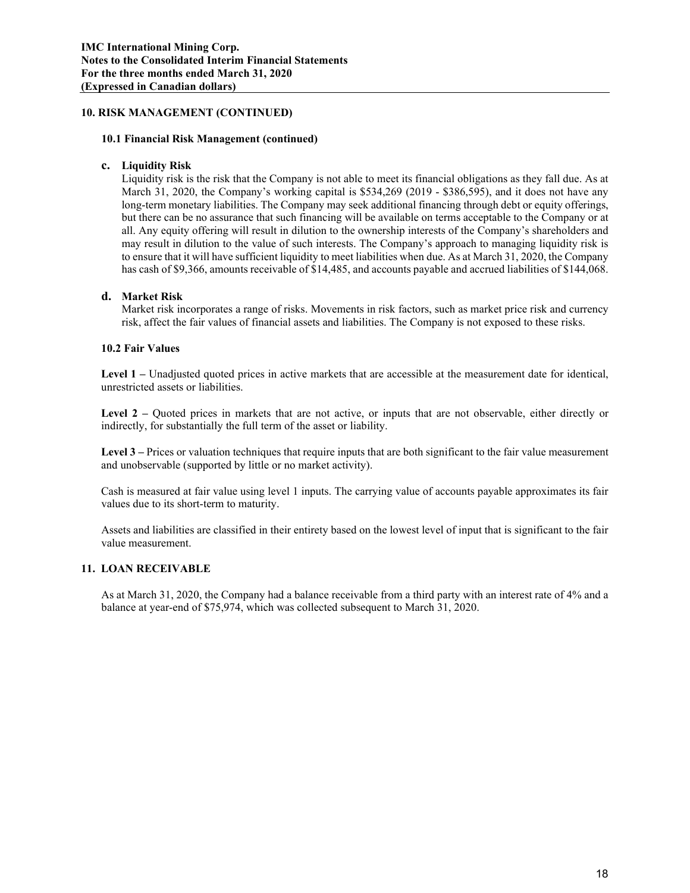## 10. RISK MANAGEMENT (CONTINUED)

### 10.1 Financial Risk Management (continued)

**c. Liquidity Risk**

Liquidity risk is the risk that the Company is not able to meet its financial obligations as they fall due. As at March 31, 2020, the Company's working capital is $534,269 (2019 - $386,595), and it does not have any long-term monetary liabilities. The Company may seek additional financing through debt or equity offerings, but there can be no assurance that such financing will be available on terms acceptable to the Company or at all. Any equity offering will result in dilution to the ownership interests of the Company's shareholders and may result in dilution to the value of such interests. The Company's approach to managing liquidity risk is to ensure that it will have sufficient liquidity to meet liabilities when due. As at March 31, 2020, the Company has cash of $9,366, amounts receivable of $14,485, and accounts payable and accrued liabilities of $144,068.

**d. Market Risk**

Market risk incorporates a range of risks. Movements in risk factors, such as market price risk and currency risk, affect the fair values of financial assets and liabilities. The Company is not exposed to these risks.

### 10.2 Fair Values

**Level 1 –** Unadjusted quoted prices in active markets that are accessible at the measurement date for identical, unrestricted assets or liabilities.

**Level 2 –** Quoted prices in markets that are not active, or inputs that are not observable, either directly or indirectly, for substantially the full term of the asset or liability.

**Level 3 –** Prices or valuation techniques that require inputs that are both significant to the fair value measurement and unobservable (supported by little or no market activity).

Cash is measured at fair value using level 1 inputs. The carrying value of accounts payable approximates its fair values due to its short-term to maturity.

Assets and liabilities are classified in their entirety based on the lowest level of input that is significant to the fair value measurement.

## 11. LOAN RECEIVABLE

As at March 31, 2020, the Company had a balance receivable from a third party with an interest rate of 4% and a balance at year-end of $75,974, which was collected subsequent to March 31, 2020.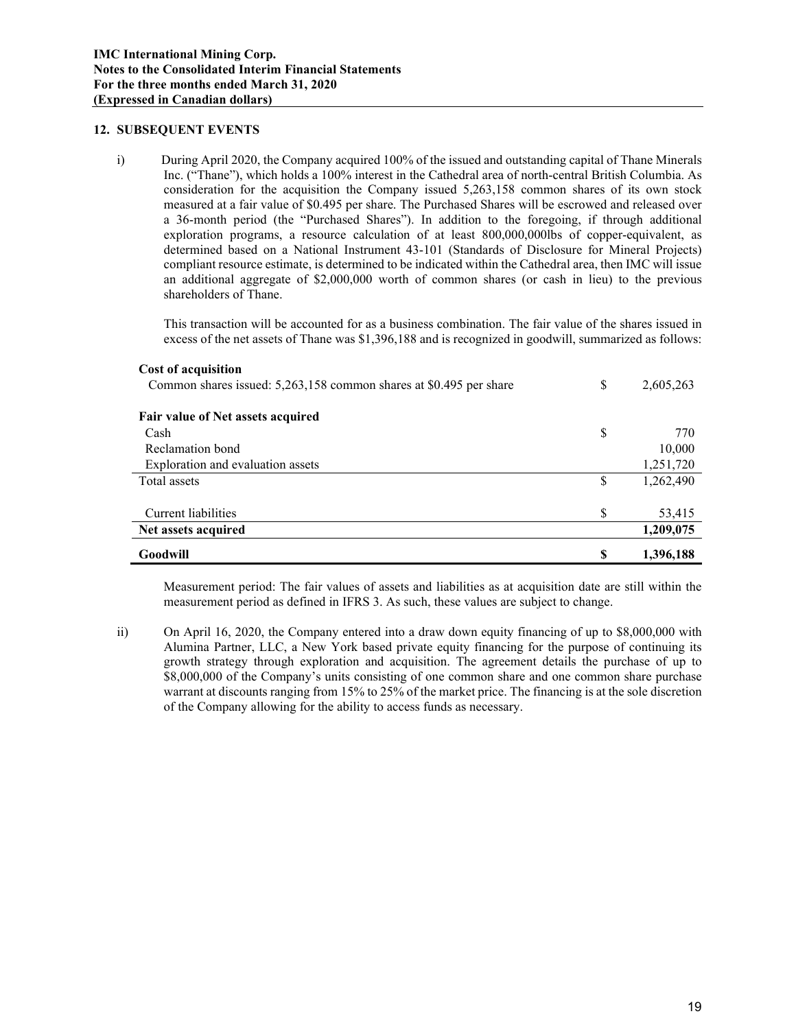## 12. SUBSEQUENT EVENTS

i) During April 2020, the Company acquired 100% of the issued and outstanding capital of Thane Minerals Inc. ("Thane"), which holds a 100% interest in the Cathedral area of north-central British Columbia. As consideration for the acquisition the Company issued 5,263,158 common shares of its own stock measured at a fair value of $0.495 per share. The Purchased Shares will be escrowed and released over a 36-month period (the "Purchased Shares"). In addition to the foregoing, if through additional exploration programs, a resource calculation of at least 800,000,000lbs of copper-equivalent, as determined based on a National Instrument 43-101 (Standards of Disclosure for Mineral Projects) compliant resource estimate, is determined to be indicated within the Cathedral area, then IMC will issue an additional aggregate of $2,000,000 worth of common shares (or cash in lieu) to the previous shareholders of Thane.

This transaction will be accounted for as a business combination. The fair value of the shares issued in excess of the net assets of Thane was $1,396,188 and is recognized in goodwill, summarized as follows:

| | | |
|---|---|---|
| **Cost of acquisition** | | |
| Common shares issued: 5,263,158 common shares at $0.495 per share | $ | 2,605,263 |
| | | |
| **Fair value of Net assets acquired** | | |
| Cash | $ | 770 |
| Reclamation bond | | 10,000 |
| Exploration and evaluation assets | | 1,251,720 |
| Total assets | $ | 1,262,490 |
| | | |
| Current liabilities | $ | 53,415 |
| **Net assets acquired** | | **1,209,075** |
| **Goodwill** | **$** | **1,396,188** |

Measurement period: The fair values of assets and liabilities as at acquisition date are still within the measurement period as defined in IFRS 3. As such, these values are subject to change.

ii) On April 16, 2020, the Company entered into a draw down equity financing of up to $8,000,000 with Alumina Partner, LLC, a New York based private equity financing for the purpose of continuing its growth strategy through exploration and acquisition. The agreement details the purchase of up to $8,000,000 of the Company's units consisting of one common share and one common share purchase warrant at discounts ranging from 15% to 25% of the market price. The financing is at the sole discretion of the Company allowing for the ability to access funds as necessary.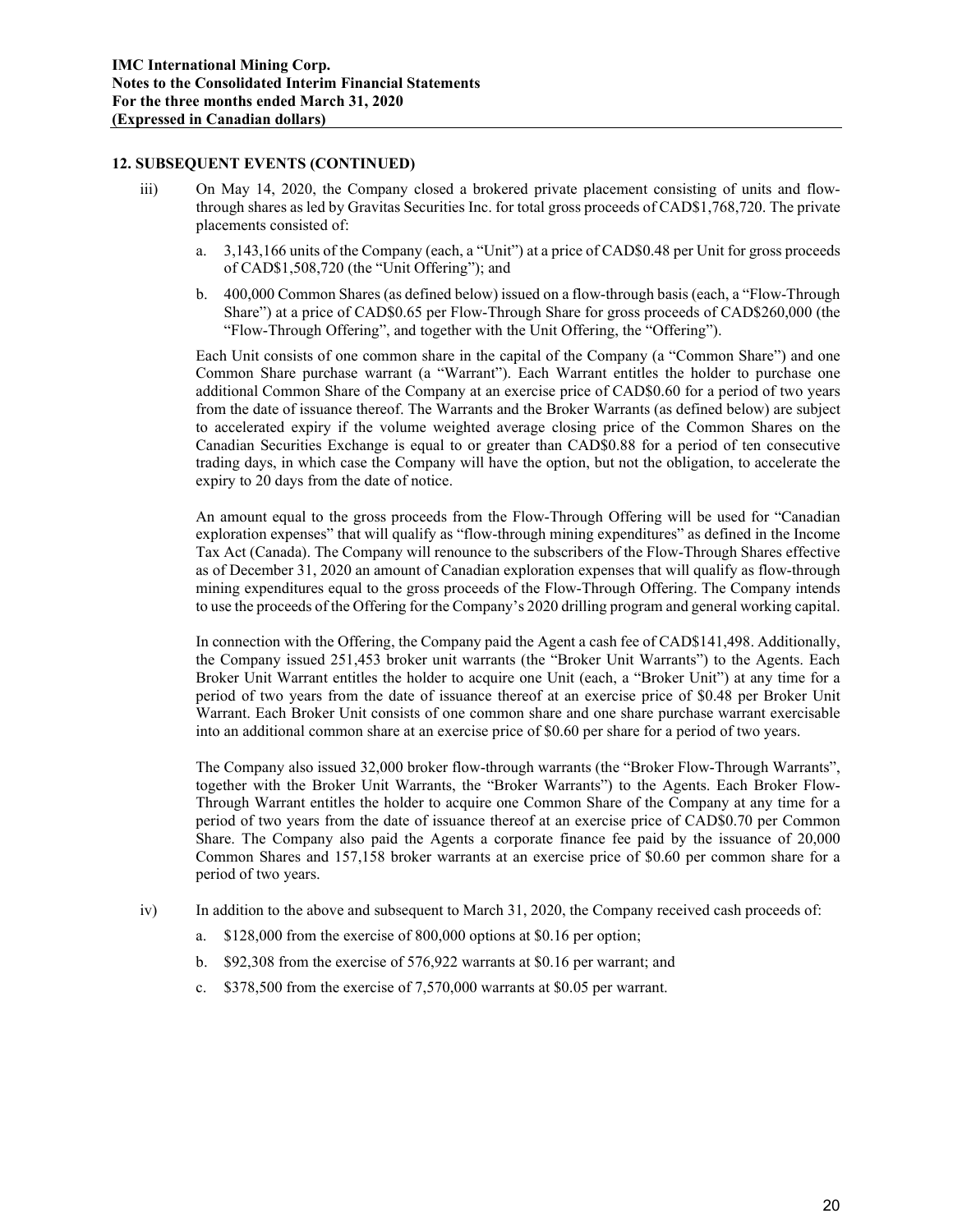## 12. SUBSEQUENT EVENTS (CONTINUED)

iii) On May 14, 2020, the Company closed a brokered private placement consisting of units and flow-through shares as led by Gravitas Securities Inc. for total gross proceeds of CAD$1,768,720. The private placements consisted of:

   a. 3,143,166 units of the Company (each, a "Unit") at a price of CAD$0.48 per Unit for gross proceeds of CAD$1,508,720 (the "Unit Offering"); and

   b. 400,000 Common Shares (as defined below) issued on a flow-through basis (each, a "Flow-Through Share") at a price of CAD$0.65 per Flow-Through Share for gross proceeds of CAD$260,000 (the "Flow-Through Offering", and together with the Unit Offering, the "Offering").

   Each Unit consists of one common share in the capital of the Company (a "Common Share") and one Common Share purchase warrant (a "Warrant"). Each Warrant entitles the holder to purchase one additional Common Share of the Company at an exercise price of CAD$0.60 for a period of two years from the date of issuance thereof. The Warrants and the Broker Warrants (as defined below) are subject to accelerated expiry if the volume weighted average closing price of the Common Shares on the Canadian Securities Exchange is equal to or greater than CAD$0.88 for a period of ten consecutive trading days, in which case the Company will have the option, but not the obligation, to accelerate the expiry to 20 days from the date of notice.

   An amount equal to the gross proceeds from the Flow-Through Offering will be used for "Canadian exploration expenses" that will qualify as "flow-through mining expenditures" as defined in the Income Tax Act (Canada). The Company will renounce to the subscribers of the Flow-Through Shares effective as of December 31, 2020 an amount of Canadian exploration expenses that will qualify as flow-through mining expenditures equal to the gross proceeds of the Flow-Through Offering. The Company intends to use the proceeds of the Offering for the Company's 2020 drilling program and general working capital.

   In connection with the Offering, the Company paid the Agent a cash fee of CAD$141,498. Additionally, the Company issued 251,453 broker unit warrants (the "Broker Unit Warrants") to the Agents. Each Broker Unit Warrant entitles the holder to acquire one Unit (each, a "Broker Unit") at any time for a period of two years from the date of issuance thereof at an exercise price of $0.48 per Broker Unit Warrant. Each Broker Unit consists of one common share and one share purchase warrant exercisable into an additional common share at an exercise price of $0.60 per share for a period of two years.

   The Company also issued 32,000 broker flow-through warrants (the "Broker Flow-Through Warrants", together with the Broker Unit Warrants, the "Broker Warrants") to the Agents. Each Broker Flow-Through Warrant entitles the holder to acquire one Common Share of the Company at any time for a period of two years from the date of issuance thereof at an exercise price of CAD$0.70 per Common Share. The Company also paid the Agents a corporate finance fee paid by the issuance of 20,000 Common Shares and 157,158 broker warrants at an exercise price of $0.60 per common share for a period of two years.

iv) In addition to the above and subsequent to March 31, 2020, the Company received cash proceeds of:

   a. $128,000 from the exercise of 800,000 options at $0.16 per option;

   b. $92,308 from the exercise of 576,922 warrants at $0.16 per warrant; and

   c. $378,500 from the exercise of 7,570,000 warrants at $0.05 per warrant.